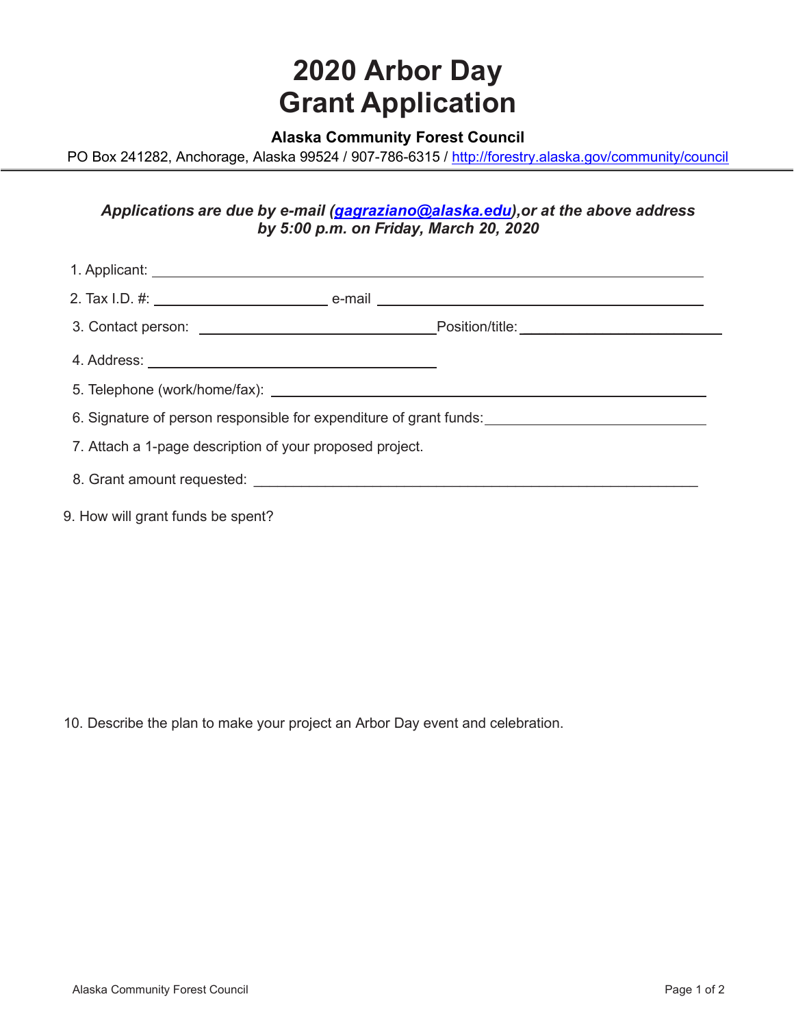# 2020 Arbor Day Grant Application

**Alaska Community Forest Council**

PO Box 241282, Anchorage, Alaska 99524 / 907-786-6315 / http://forestry.alaska.gov/community/council

***Applications are due by e-mail (gagraziano@alaska.edu),or at the above address by 5:00 p.m. on Friday, March 20, 2020***

1. Applicant: ______________________________
2. Tax I.D. #: ______________ e-mail ______________________________
3. Contact person: ____________________ Position/title: ____________________
4. Address: ______________________________
5. Telephone (work/home/fax): ______________________________
6. Signature of person responsible for expenditure of grant funds: ____________________
7. Attach a 1-page description of your proposed project.
8. Grant amount requested: ______________________________
9. How will grant funds be spent?

10. Describe the plan to make your project an Arbor Day event and celebration.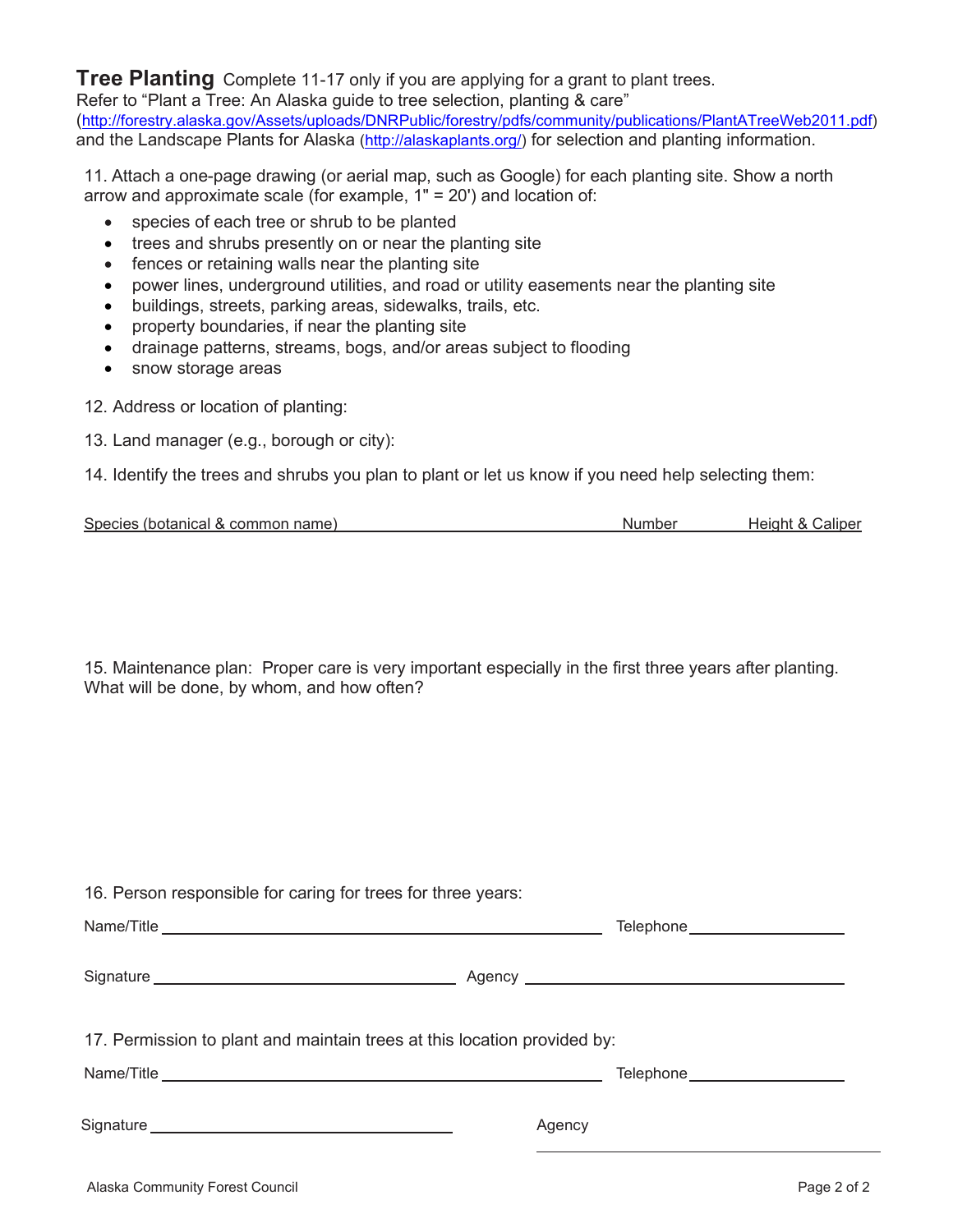## Tree Planting

Complete 11-17 only if you are applying for a grant to plant trees.
Refer to "Plant a Tree: An Alaska guide to tree selection, planting & care" (http://forestry.alaska.gov/Assets/uploads/DNRPublic/forestry/pdfs/community/publications/PlantATreeWeb2011.pdf) and the Landscape Plants for Alaska (http://alaskaplants.org/) for selection and planting information.

11. Attach a one-page drawing (or aerial map, such as Google) for each planting site. Show a north arrow and approximate scale (for example, 1" = 20') and location of:

- species of each tree or shrub to be planted
- trees and shrubs presently on or near the planting site
- fences or retaining walls near the planting site
- power lines, underground utilities, and road or utility easements near the planting site
- buildings, streets, parking areas, sidewalks, trails, etc.
- property boundaries, if near the planting site
- drainage patterns, streams, bogs, and/or areas subject to flooding
- snow storage areas

12. Address or location of planting:

13. Land manager (e.g., borough or city):

14. Identify the trees and shrubs you plan to plant or let us know if you need help selecting them:

| Species (botanical & common name) | Number | Height & Caliper |
|---|---|---|
| | | |

15. Maintenance plan: Proper care is very important especially in the first three years after planting. What will be done, by whom, and how often?

16. Person responsible for caring for trees for three years:

Name/Title ______________________________ Telephone ______________

Signature ______________________ Agency ______________________

17. Permission to plant and maintain trees at this location provided by:

Name/Title ______________________________ Telephone ______________

Signature ______________________ Agency ______________________

Alaska Community Forest Council